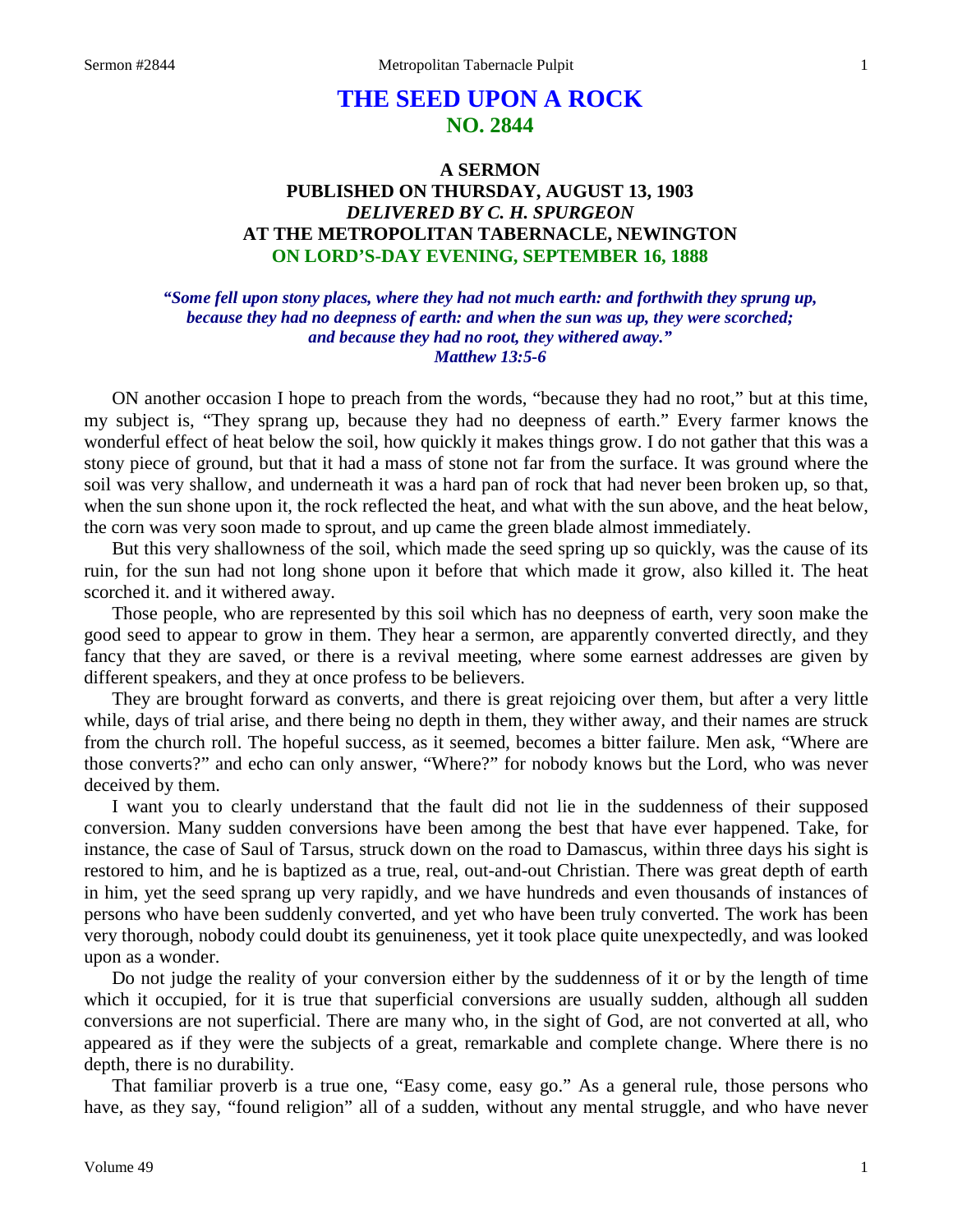# THE SEED UPON A ROCK
## NO. 2844

### A SERMON
### PUBLISHED ON THURSDAY, AUGUST 13, 1903
### *DELIVERED BY C. H. SPURGEON*
### AT THE METROPOLITAN TABERNACLE, NEWINGTON
### ON LORD'S-DAY EVENING, SEPTEMBER 16, 1888

***"Some fell upon stony places, where they had not much earth: and forthwith they sprung up, because they had no deepness of earth: and when the sun was up, they were scorched; and because they had no root, they withered away." Matthew 13:5-6***

ON another occasion I hope to preach from the words, "because they had no root," but at this time, my subject is, "They sprang up, because they had no deepness of earth." Every farmer knows the wonderful effect of heat below the soil, how quickly it makes things grow. I do not gather that this was a stony piece of ground, but that it had a mass of stone not far from the surface. It was ground where the soil was very shallow, and underneath it was a hard pan of rock that had never been broken up, so that, when the sun shone upon it, the rock reflected the heat, and what with the sun above, and the heat below, the corn was very soon made to sprout, and up came the green blade almost immediately.

But this very shallowness of the soil, which made the seed spring up so quickly, was the cause of its ruin, for the sun had not long shone upon it before that which made it grow, also killed it. The heat scorched it. and it withered away.

Those people, who are represented by this soil which has no deepness of earth, very soon make the good seed to appear to grow in them. They hear a sermon, are apparently converted directly, and they fancy that they are saved, or there is a revival meeting, where some earnest addresses are given by different speakers, and they at once profess to be believers.

They are brought forward as converts, and there is great rejoicing over them, but after a very little while, days of trial arise, and there being no depth in them, they wither away, and their names are struck from the church roll. The hopeful success, as it seemed, becomes a bitter failure. Men ask, "Where are those converts?" and echo can only answer, "Where?" for nobody knows but the Lord, who was never deceived by them.

I want you to clearly understand that the fault did not lie in the suddenness of their supposed conversion. Many sudden conversions have been among the best that have ever happened. Take, for instance, the case of Saul of Tarsus, struck down on the road to Damascus, within three days his sight is restored to him, and he is baptized as a true, real, out-and-out Christian. There was great depth of earth in him, yet the seed sprang up very rapidly, and we have hundreds and even thousands of instances of persons who have been suddenly converted, and yet who have been truly converted. The work has been very thorough, nobody could doubt its genuineness, yet it took place quite unexpectedly, and was looked upon as a wonder.

Do not judge the reality of your conversion either by the suddenness of it or by the length of time which it occupied, for it is true that superficial conversions are usually sudden, although all sudden conversions are not superficial. There are many who, in the sight of God, are not converted at all, who appeared as if they were the subjects of a great, remarkable and complete change. Where there is no depth, there is no durability.

That familiar proverb is a true one, "Easy come, easy go." As a general rule, those persons who have, as they say, "found religion" all of a sudden, without any mental struggle, and who have never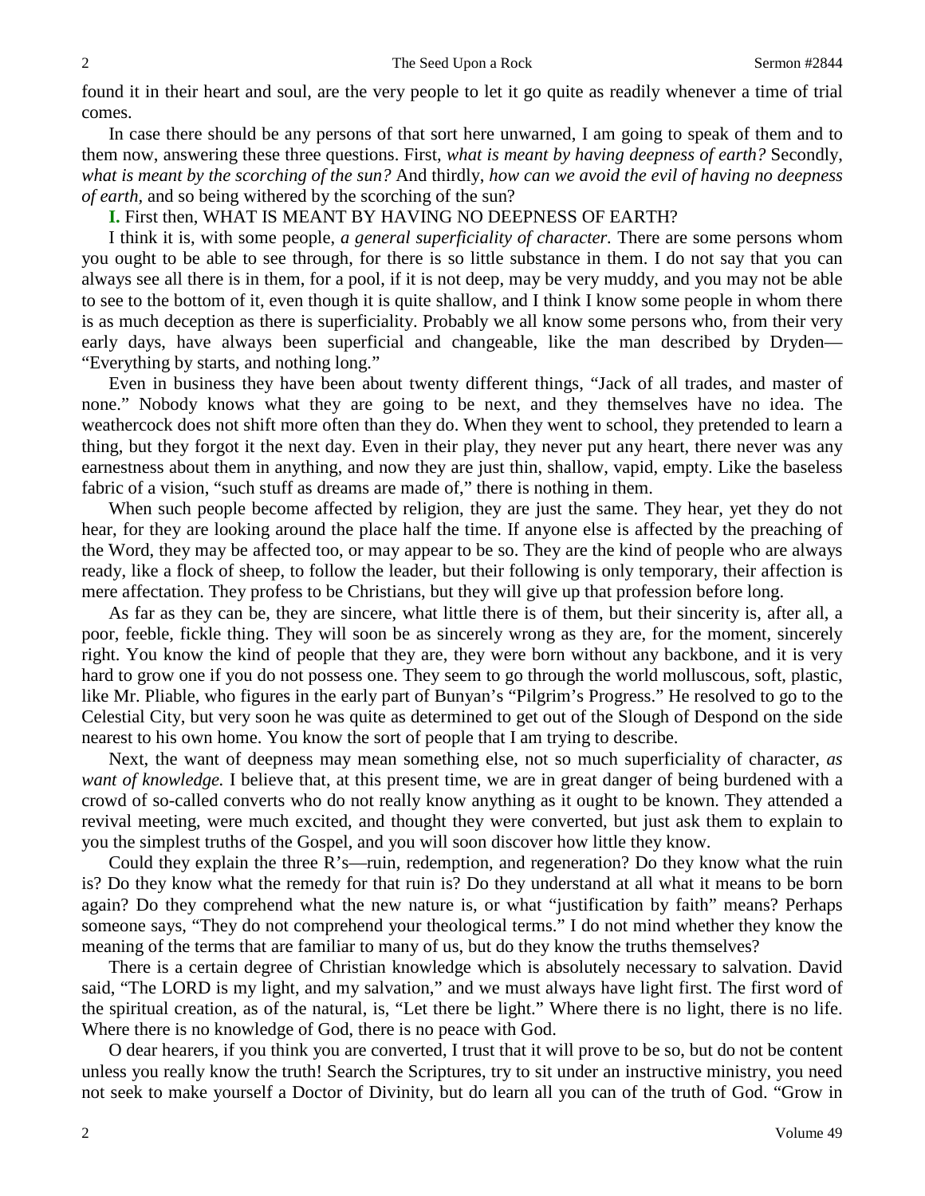found it in their heart and soul, are the very people to let it go quite as readily whenever a time of trial comes.

In case there should be any persons of that sort here unwarned, I am going to speak of them and to them now, answering these three questions. First, *what is meant by having deepness of earth?* Secondly, *what is meant by the scorching of the sun?* And thirdly, *how can we avoid the evil of having no deepness of earth*, and so being withered by the scorching of the sun?

**I.** First then, WHAT IS MEANT BY HAVING NO DEEPNESS OF EARTH?

I think it is, with some people, *a general superficiality of character.* There are some persons whom you ought to be able to see through, for there is so little substance in them. I do not say that you can always see all there is in them, for a pool, if it is not deep, may be very muddy, and you may not be able to see to the bottom of it, even though it is quite shallow, and I think I know some people in whom there is as much deception as there is superficiality. Probably we all know some persons who, from their very early days, have always been superficial and changeable, like the man described by Dryden—"Everything by starts, and nothing long."

Even in business they have been about twenty different things, "Jack of all trades, and master of none." Nobody knows what they are going to be next, and they themselves have no idea. The weathercock does not shift more often than they do. When they went to school, they pretended to learn a thing, but they forgot it the next day. Even in their play, they never put any heart, there never was any earnestness about them in anything, and now they are just thin, shallow, vapid, empty. Like the baseless fabric of a vision, "such stuff as dreams are made of," there is nothing in them.

When such people become affected by religion, they are just the same. They hear, yet they do not hear, for they are looking around the place half the time. If anyone else is affected by the preaching of the Word, they may be affected too, or may appear to be so. They are the kind of people who are always ready, like a flock of sheep, to follow the leader, but their following is only temporary, their affection is mere affectation. They profess to be Christians, but they will give up that profession before long.

As far as they can be, they are sincere, what little there is of them, but their sincerity is, after all, a poor, feeble, fickle thing. They will soon be as sincerely wrong as they are, for the moment, sincerely right. You know the kind of people that they are, they were born without any backbone, and it is very hard to grow one if you do not possess one. They seem to go through the world molluscous, soft, plastic, like Mr. Pliable, who figures in the early part of Bunyan's "Pilgrim's Progress." He resolved to go to the Celestial City, but very soon he was quite as determined to get out of the Slough of Despond on the side nearest to his own home. You know the sort of people that I am trying to describe.

Next, the want of deepness may mean something else, not so much superficiality of character, *as want of knowledge.* I believe that, at this present time, we are in great danger of being burdened with a crowd of so-called converts who do not really know anything as it ought to be known. They attended a revival meeting, were much excited, and thought they were converted, but just ask them to explain to you the simplest truths of the Gospel, and you will soon discover how little they know.

Could they explain the three R's—ruin, redemption, and regeneration? Do they know what the ruin is? Do they know what the remedy for that ruin is? Do they understand at all what it means to be born again? Do they comprehend what the new nature is, or what "justification by faith" means? Perhaps someone says, "They do not comprehend your theological terms." I do not mind whether they know the meaning of the terms that are familiar to many of us, but do they know the truths themselves?

There is a certain degree of Christian knowledge which is absolutely necessary to salvation. David said, "The LORD is my light, and my salvation," and we must always have light first. The first word of the spiritual creation, as of the natural, is, "Let there be light." Where there is no light, there is no life. Where there is no knowledge of God, there is no peace with God.

O dear hearers, if you think you are converted, I trust that it will prove to be so, but do not be content unless you really know the truth! Search the Scriptures, try to sit under an instructive ministry, you need not seek to make yourself a Doctor of Divinity, but do learn all you can of the truth of God. "Grow in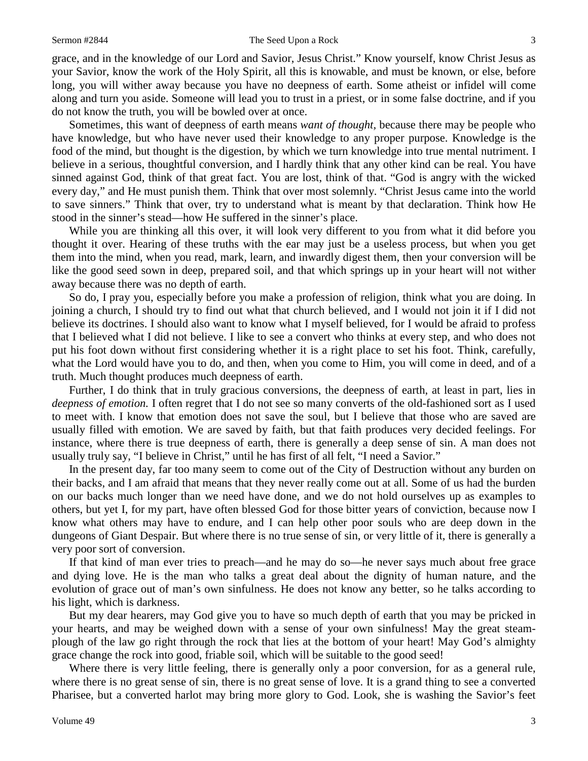grace, and in the knowledge of our Lord and Savior, Jesus Christ." Know yourself, know Christ Jesus as your Savior, know the work of the Holy Spirit, all this is knowable, and must be known, or else, before long, you will wither away because you have no deepness of earth. Some atheist or infidel will come along and turn you aside. Someone will lead you to trust in a priest, or in some false doctrine, and if you do not know the truth, you will be bowled over at once.

Sometimes, this want of deepness of earth means *want of thought,* because there may be people who have knowledge, but who have never used their knowledge to any proper purpose. Knowledge is the food of the mind, but thought is the digestion, by which we turn knowledge into true mental nutriment. I believe in a serious, thoughtful conversion, and I hardly think that any other kind can be real. You have sinned against God, think of that great fact. You are lost, think of that. "God is angry with the wicked every day," and He must punish them. Think that over most solemnly. "Christ Jesus came into the world to save sinners." Think that over, try to understand what is meant by that declaration. Think how He stood in the sinner's stead—how He suffered in the sinner's place.

While you are thinking all this over, it will look very different to you from what it did before you thought it over. Hearing of these truths with the ear may just be a useless process, but when you get them into the mind, when you read, mark, learn, and inwardly digest them, then your conversion will be like the good seed sown in deep, prepared soil, and that which springs up in your heart will not wither away because there was no depth of earth.

So do, I pray you, especially before you make a profession of religion, think what you are doing. In joining a church, I should try to find out what that church believed, and I would not join it if I did not believe its doctrines. I should also want to know what I myself believed, for I would be afraid to profess that I believed what I did not believe. I like to see a convert who thinks at every step, and who does not put his foot down without first considering whether it is a right place to set his foot. Think, carefully, what the Lord would have you to do, and then, when you come to Him, you will come in deed, and of a truth. Much thought produces much deepness of earth.

Further, I do think that in truly gracious conversions, the deepness of earth, at least in part, lies in *deepness of emotion.* I often regret that I do not see so many converts of the old-fashioned sort as I used to meet with. I know that emotion does not save the soul, but I believe that those who are saved are usually filled with emotion. We are saved by faith, but that faith produces very decided feelings. For instance, where there is true deepness of earth, there is generally a deep sense of sin. A man does not usually truly say, "I believe in Christ," until he has first of all felt, "I need a Savior."

In the present day, far too many seem to come out of the City of Destruction without any burden on their backs, and I am afraid that means that they never really come out at all. Some of us had the burden on our backs much longer than we need have done, and we do not hold ourselves up as examples to others, but yet I, for my part, have often blessed God for those bitter years of conviction, because now I know what others may have to endure, and I can help other poor souls who are deep down in the dungeons of Giant Despair. But where there is no true sense of sin, or very little of it, there is generally a very poor sort of conversion.

If that kind of man ever tries to preach—and he may do so—he never says much about free grace and dying love. He is the man who talks a great deal about the dignity of human nature, and the evolution of grace out of man's own sinfulness. He does not know any better, so he talks according to his light, which is darkness.

But my dear hearers, may God give you to have so much depth of earth that you may be pricked in your hearts, and may be weighed down with a sense of your own sinfulness! May the great steam-plough of the law go right through the rock that lies at the bottom of your heart! May God's almighty grace change the rock into good, friable soil, which will be suitable to the good seed!

Where there is very little feeling, there is generally only a poor conversion, for as a general rule, where there is no great sense of sin, there is no great sense of love. It is a grand thing to see a converted Pharisee, but a converted harlot may bring more glory to God. Look, she is washing the Savior's feet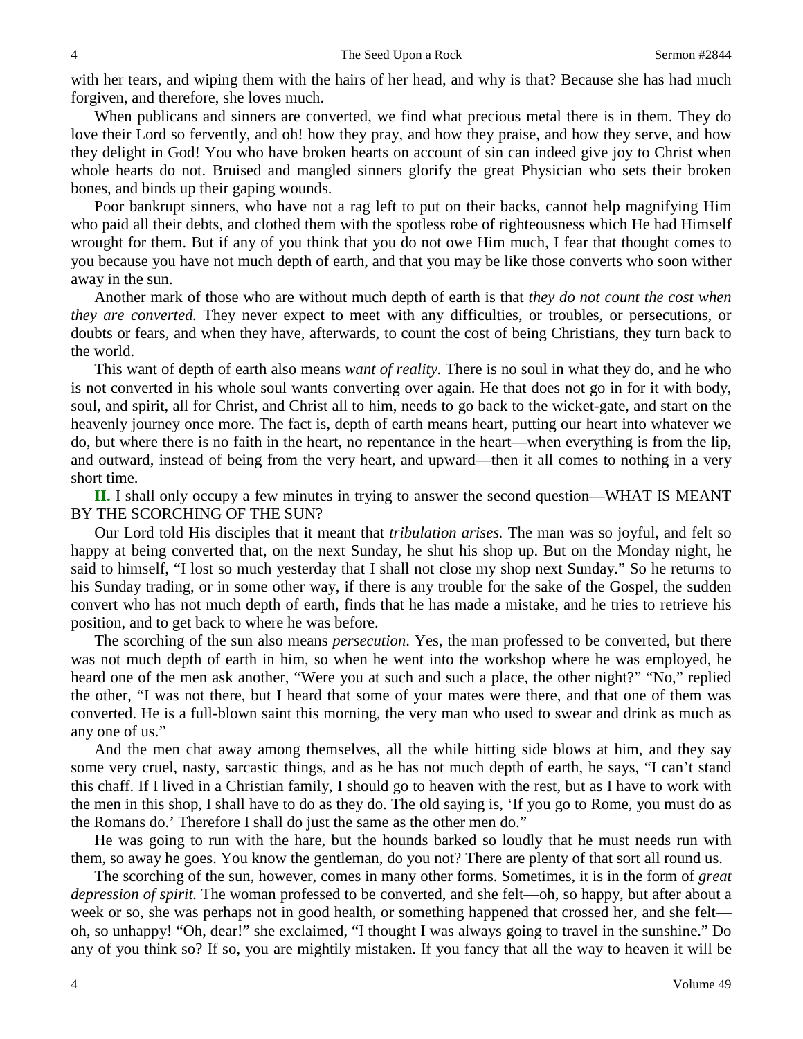with her tears, and wiping them with the hairs of her head, and why is that? Because she has had much forgiven, and therefore, she loves much.

When publicans and sinners are converted, we find what precious metal there is in them. They do love their Lord so fervently, and oh! how they pray, and how they praise, and how they serve, and how they delight in God! You who have broken hearts on account of sin can indeed give joy to Christ when whole hearts do not. Bruised and mangled sinners glorify the great Physician who sets their broken bones, and binds up their gaping wounds.

Poor bankrupt sinners, who have not a rag left to put on their backs, cannot help magnifying Him who paid all their debts, and clothed them with the spotless robe of righteousness which He had Himself wrought for them. But if any of you think that you do not owe Him much, I fear that thought comes to you because you have not much depth of earth, and that you may be like those converts who soon wither away in the sun.

Another mark of those who are without much depth of earth is that *they do not count the cost when they are converted.* They never expect to meet with any difficulties, or troubles, or persecutions, or doubts or fears, and when they have, afterwards, to count the cost of being Christians, they turn back to the world.

This want of depth of earth also means *want of reality.* There is no soul in what they do, and he who is not converted in his whole soul wants converting over again. He that does not go in for it with body, soul, and spirit, all for Christ, and Christ all to him, needs to go back to the wicket-gate, and start on the heavenly journey once more. The fact is, depth of earth means heart, putting our heart into whatever we do, but where there is no faith in the heart, no repentance in the heart—when everything is from the lip, and outward, instead of being from the very heart, and upward—then it all comes to nothing in a very short time.

**II.** I shall only occupy a few minutes in trying to answer the second question—WHAT IS MEANT BY THE SCORCHING OF THE SUN?

Our Lord told His disciples that it meant that *tribulation arises.* The man was so joyful, and felt so happy at being converted that, on the next Sunday, he shut his shop up. But on the Monday night, he said to himself, "I lost so much yesterday that I shall not close my shop next Sunday." So he returns to his Sunday trading, or in some other way, if there is any trouble for the sake of the Gospel, the sudden convert who has not much depth of earth, finds that he has made a mistake, and he tries to retrieve his position, and to get back to where he was before.

The scorching of the sun also means *persecution.* Yes, the man professed to be converted, but there was not much depth of earth in him, so when he went into the workshop where he was employed, he heard one of the men ask another, "Were you at such and such a place, the other night?" "No," replied the other, "I was not there, but I heard that some of your mates were there, and that one of them was converted. He is a full-blown saint this morning, the very man who used to swear and drink as much as any one of us."

And the men chat away among themselves, all the while hitting side blows at him, and they say some very cruel, nasty, sarcastic things, and as he has not much depth of earth, he says, "I can't stand this chaff. If I lived in a Christian family, I should go to heaven with the rest, but as I have to work with the men in this shop, I shall have to do as they do. The old saying is, 'If you go to Rome, you must do as the Romans do.' Therefore I shall do just the same as the other men do."

He was going to run with the hare, but the hounds barked so loudly that he must needs run with them, so away he goes. You know the gentleman, do you not? There are plenty of that sort all round us.

The scorching of the sun, however, comes in many other forms. Sometimes, it is in the form of *great depression of spirit.* The woman professed to be converted, and she felt—oh, so happy, but after about a week or so, she was perhaps not in good health, or something happened that crossed her, and she felt—oh, so unhappy! "Oh, dear!" she exclaimed, "I thought I was always going to travel in the sunshine." Do any of you think so? If so, you are mightily mistaken. If you fancy that all the way to heaven it will be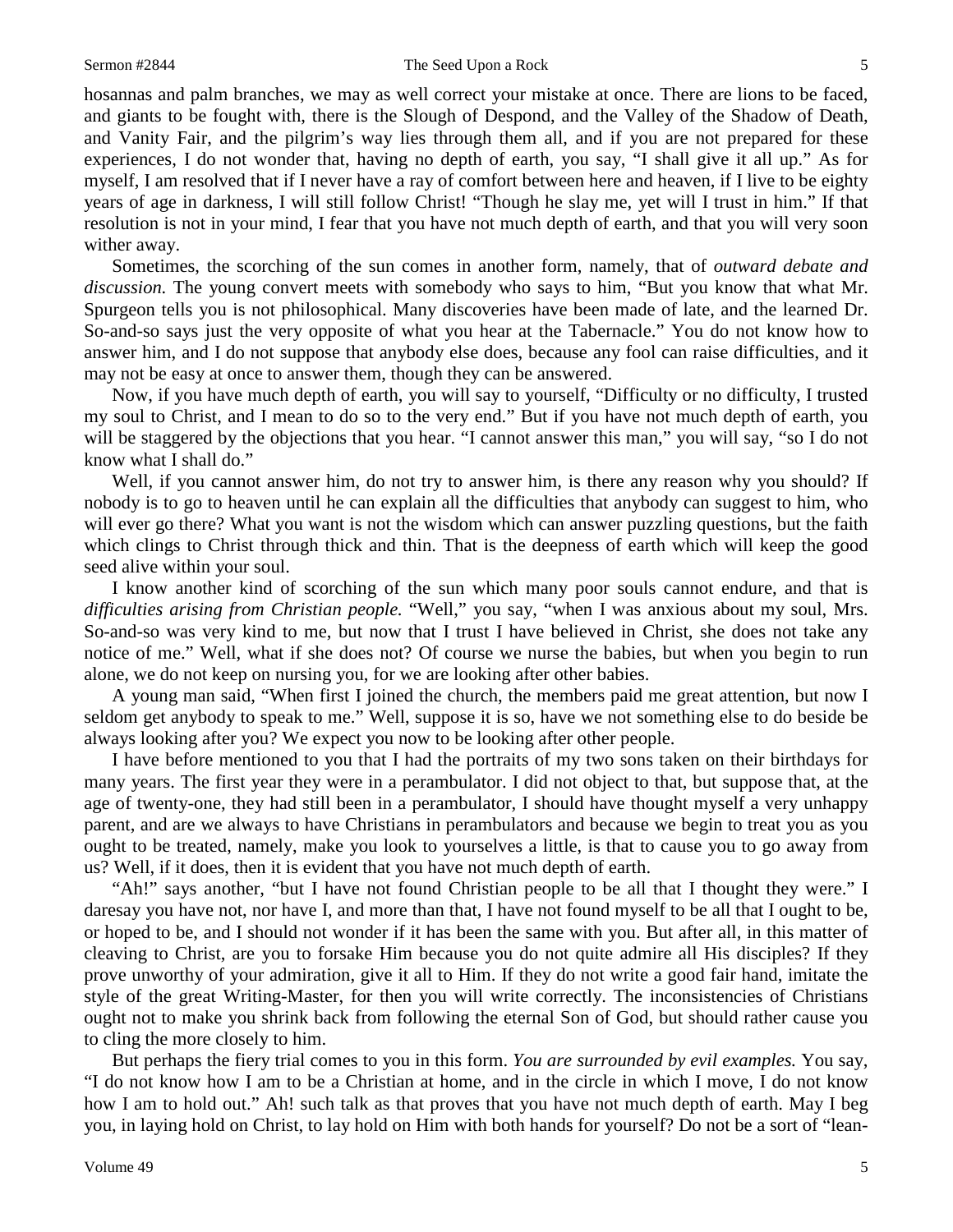hosannas and palm branches, we may as well correct your mistake at once. There are lions to be faced, and giants to be fought with, there is the Slough of Despond, and the Valley of the Shadow of Death, and Vanity Fair, and the pilgrim's way lies through them all, and if you are not prepared for these experiences, I do not wonder that, having no depth of earth, you say, "I shall give it all up." As for myself, I am resolved that if I never have a ray of comfort between here and heaven, if I live to be eighty years of age in darkness, I will still follow Christ! "Though he slay me, yet will I trust in him." If that resolution is not in your mind, I fear that you have not much depth of earth, and that you will very soon wither away.

Sometimes, the scorching of the sun comes in another form, namely, that of *outward debate and discussion.* The young convert meets with somebody who says to him, "But you know that what Mr. Spurgeon tells you is not philosophical. Many discoveries have been made of late, and the learned Dr. So-and-so says just the very opposite of what you hear at the Tabernacle." You do not know how to answer him, and I do not suppose that anybody else does, because any fool can raise difficulties, and it may not be easy at once to answer them, though they can be answered.

Now, if you have much depth of earth, you will say to yourself, "Difficulty or no difficulty, I trusted my soul to Christ, and I mean to do so to the very end." But if you have not much depth of earth, you will be staggered by the objections that you hear. "I cannot answer this man," you will say, "so I do not know what I shall do."

Well, if you cannot answer him, do not try to answer him, is there any reason why you should? If nobody is to go to heaven until he can explain all the difficulties that anybody can suggest to him, who will ever go there? What you want is not the wisdom which can answer puzzling questions, but the faith which clings to Christ through thick and thin. That is the deepness of earth which will keep the good seed alive within your soul.

I know another kind of scorching of the sun which many poor souls cannot endure, and that is *difficulties arising from Christian people.* "Well," you say, "when I was anxious about my soul, Mrs. So-and-so was very kind to me, but now that I trust I have believed in Christ, she does not take any notice of me." Well, what if she does not? Of course we nurse the babies, but when you begin to run alone, we do not keep on nursing you, for we are looking after other babies.

A young man said, "When first I joined the church, the members paid me great attention, but now I seldom get anybody to speak to me." Well, suppose it is so, have we not something else to do beside be always looking after you? We expect you now to be looking after other people.

I have before mentioned to you that I had the portraits of my two sons taken on their birthdays for many years. The first year they were in a perambulator. I did not object to that, but suppose that, at the age of twenty-one, they had still been in a perambulator, I should have thought myself a very unhappy parent, and are we always to have Christians in perambulators and because we begin to treat you as you ought to be treated, namely, make you look to yourselves a little, is that to cause you to go away from us? Well, if it does, then it is evident that you have not much depth of earth.

"Ah!" says another, "but I have not found Christian people to be all that I thought they were." I daresay you have not, nor have I, and more than that, I have not found myself to be all that I ought to be, or hoped to be, and I should not wonder if it has been the same with you. But after all, in this matter of cleaving to Christ, are you to forsake Him because you do not quite admire all His disciples? If they prove unworthy of your admiration, give it all to Him. If they do not write a good fair hand, imitate the style of the great Writing-Master, for then you will write correctly. The inconsistencies of Christians ought not to make you shrink back from following the eternal Son of God, but should rather cause you to cling the more closely to him.

But perhaps the fiery trial comes to you in this form. *You are surrounded by evil examples.* You say, "I do not know how I am to be a Christian at home, and in the circle in which I move, I do not know how I am to hold out." Ah! such talk as that proves that you have not much depth of earth. May I beg you, in laying hold on Christ, to lay hold on Him with both hands for yourself? Do not be a sort of "lean-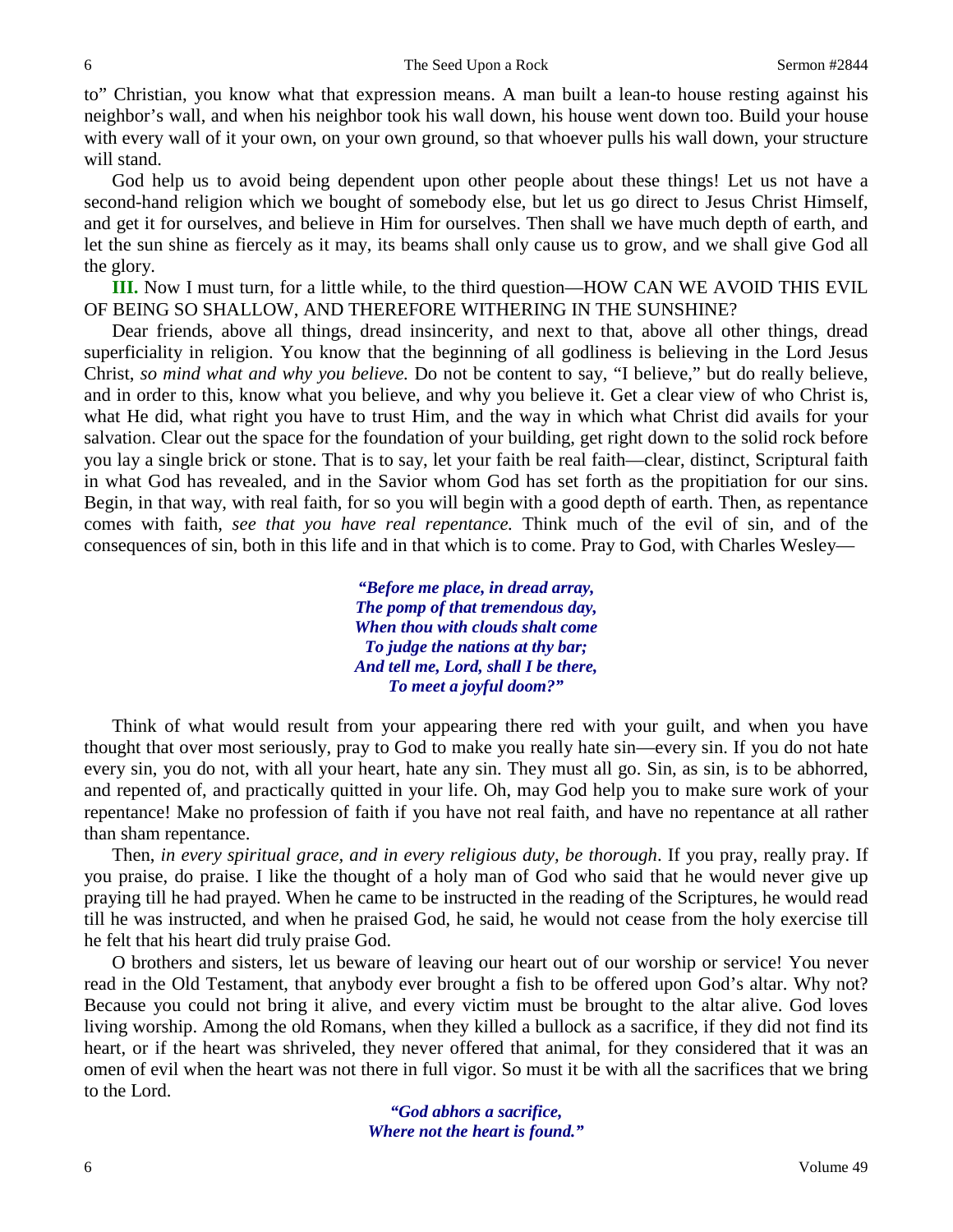to" Christian, you know what that expression means. A man built a lean-to house resting against his neighbor's wall, and when his neighbor took his wall down, his house went down too. Build your house with every wall of it your own, on your own ground, so that whoever pulls his wall down, your structure will stand.

God help us to avoid being dependent upon other people about these things! Let us not have a second-hand religion which we bought of somebody else, but let us go direct to Jesus Christ Himself, and get it for ourselves, and believe in Him for ourselves. Then shall we have much depth of earth, and let the sun shine as fiercely as it may, its beams shall only cause us to grow, and we shall give God all the glory.

**III.** Now I must turn, for a little while, to the third question—HOW CAN WE AVOID THIS EVIL OF BEING SO SHALLOW, AND THEREFORE WITHERING IN THE SUNSHINE?

Dear friends, above all things, dread insincerity, and next to that, above all other things, dread superficiality in religion. You know that the beginning of all godliness is believing in the Lord Jesus Christ, *so mind what and why you believe.* Do not be content to say, "I believe," but do really believe, and in order to this, know what you believe, and why you believe it. Get a clear view of who Christ is, what He did, what right you have to trust Him, and the way in which what Christ did avails for your salvation. Clear out the space for the foundation of your building, get right down to the solid rock before you lay a single brick or stone. That is to say, let your faith be real faith—clear, distinct, Scriptural faith in what God has revealed, and in the Savior whom God has set forth as the propitiation for our sins. Begin, in that way, with real faith, for so you will begin with a good depth of earth. Then, as repentance comes with faith, *see that you have real repentance.* Think much of the evil of sin, and of the consequences of sin, both in this life and in that which is to come. Pray to God, with Charles Wesley—

*"Before me place, in dread array,*
*The pomp of that tremendous day,*
*When thou with clouds shalt come*
*To judge the nations at thy bar;*
*And tell me, Lord, shall I be there,*
*To meet a joyful doom?"*

Think of what would result from your appearing there red with your guilt, and when you have thought that over most seriously, pray to God to make you really hate sin—every sin. If you do not hate every sin, you do not, with all your heart, hate any sin. They must all go. Sin, as sin, is to be abhorred, and repented of, and practically quitted in your life. Oh, may God help you to make sure work of your repentance! Make no profession of faith if you have not real faith, and have no repentance at all rather than sham repentance.

Then, *in every spiritual grace, and in every religious duty, be thorough*. If you pray, really pray. If you praise, do praise. I like the thought of a holy man of God who said that he would never give up praying till he had prayed. When he came to be instructed in the reading of the Scriptures, he would read till he was instructed, and when he praised God, he said, he would not cease from the holy exercise till he felt that his heart did truly praise God.

O brothers and sisters, let us beware of leaving our heart out of our worship or service! You never read in the Old Testament, that anybody ever brought a fish to be offered upon God's altar. Why not? Because you could not bring it alive, and every victim must be brought to the altar alive. God loves living worship. Among the old Romans, when they killed a bullock as a sacrifice, if they did not find its heart, or if the heart was shriveled, they never offered that animal, for they considered that it was an omen of evil when the heart was not there in full vigor. So must it be with all the sacrifices that we bring to the Lord.

*"God abhors a sacrifice,*
*Where not the heart is found."*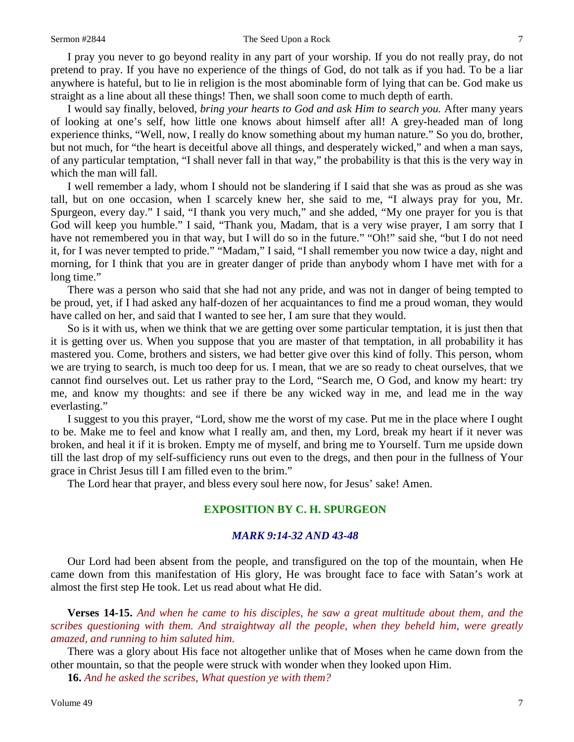I pray you never to go beyond reality in any part of your worship. If you do not really pray, do not pretend to pray. If you have no experience of the things of God, do not talk as if you had. To be a liar anywhere is hateful, but to lie in religion is the most abominable form of lying that can be. God make us straight as a line about all these things! Then, we shall soon come to much depth of earth.

I would say finally, beloved, *bring your hearts to God and ask Him to search you.* After many years of looking at one's self, how little one knows about himself after all! A grey-headed man of long experience thinks, "Well, now, I really do know something about my human nature." So you do, brother, but not much, for "the heart is deceitful above all things, and desperately wicked," and when a man says, of any particular temptation, "I shall never fall in that way," the probability is that this is the very way in which the man will fall.

I well remember a lady, whom I should not be slandering if I said that she was as proud as she was tall, but on one occasion, when I scarcely knew her, she said to me, "I always pray for you, Mr. Spurgeon, every day." I said, "I thank you very much," and she added, "My one prayer for you is that God will keep you humble." I said, "Thank you, Madam, that is a very wise prayer, I am sorry that I have not remembered you in that way, but I will do so in the future." "Oh!" said she, "but I do not need it, for I was never tempted to pride." "Madam," I said, "I shall remember you now twice a day, night and morning, for I think that you are in greater danger of pride than anybody whom I have met with for a long time."

There was a person who said that she had not any pride, and was not in danger of being tempted to be proud, yet, if I had asked any half-dozen of her acquaintances to find me a proud woman, they would have called on her, and said that I wanted to see her, I am sure that they would.

So is it with us, when we think that we are getting over some particular temptation, it is just then that it is getting over us. When you suppose that you are master of that temptation, in all probability it has mastered you. Come, brothers and sisters, we had better give over this kind of folly. This person, whom we are trying to search, is much too deep for us. I mean, that we are so ready to cheat ourselves, that we cannot find ourselves out. Let us rather pray to the Lord, "Search me, O God, and know my heart: try me, and know my thoughts: and see if there be any wicked way in me, and lead me in the way everlasting."

I suggest to you this prayer, "Lord, show me the worst of my case. Put me in the place where I ought to be. Make me to feel and know what I really am, and then, my Lord, break my heart if it never was broken, and heal it if it is broken. Empty me of myself, and bring me to Yourself. Turn me upside down till the last drop of my self-sufficiency runs out even to the dregs, and then pour in the fullness of Your grace in Christ Jesus till I am filled even to the brim."

The Lord hear that prayer, and bless every soul here now, for Jesus' sake! Amen.

## EXPOSITION BY C. H. SPURGEON

### *MARK 9:14-32 AND 43-48*

Our Lord had been absent from the people, and transfigured on the top of the mountain, when He came down from this manifestation of His glory, He was brought face to face with Satan's work at almost the first step He took. Let us read about what He did.

**Verses 14-15.** *And when he came to his disciples, he saw a great multitude about them, and the scribes questioning with them. And straightway all the people, when they beheld him, were greatly amazed, and running to him saluted him.*

There was a glory about His face not altogether unlike that of Moses when he came down from the other mountain, so that the people were struck with wonder when they looked upon Him.

**16.** *And he asked the scribes, What question ye with them?*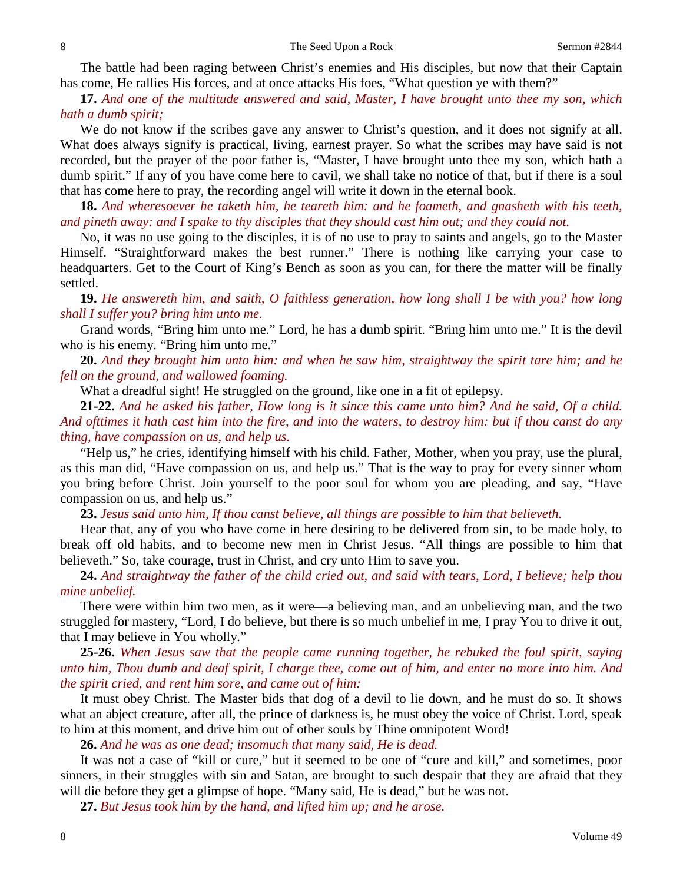The battle had been raging between Christ's enemies and His disciples, but now that their Captain has come, He rallies His forces, and at once attacks His foes, "What question ye with them?"

**17.** *And one of the multitude answered and said, Master, I have brought unto thee my son, which hath a dumb spirit;*

We do not know if the scribes gave any answer to Christ's question, and it does not signify at all. What does always signify is practical, living, earnest prayer. So what the scribes may have said is not recorded, but the prayer of the poor father is, "Master, I have brought unto thee my son, which hath a dumb spirit." If any of you have come here to cavil, we shall take no notice of that, but if there is a soul that has come here to pray, the recording angel will write it down in the eternal book.

**18.** *And wheresoever he taketh him, he teareth him: and he foameth, and gnasheth with his teeth, and pineth away: and I spake to thy disciples that they should cast him out; and they could not.*

No, it was no use going to the disciples, it is of no use to pray to saints and angels, go to the Master Himself. "Straightforward makes the best runner." There is nothing like carrying your case to headquarters. Get to the Court of King's Bench as soon as you can, for there the matter will be finally settled.

**19.** *He answereth him, and saith, O faithless generation, how long shall I be with you? how long shall I suffer you? bring him unto me.*

Grand words, "Bring him unto me." Lord, he has a dumb spirit. "Bring him unto me." It is the devil who is his enemy. "Bring him unto me."

**20.** *And they brought him unto him: and when he saw him, straightway the spirit tare him; and he fell on the ground, and wallowed foaming.*

What a dreadful sight! He struggled on the ground, like one in a fit of epilepsy.

**21-22.** *And he asked his father, How long is it since this came unto him? And he said, Of a child. And ofttimes it hath cast him into the fire, and into the waters, to destroy him: but if thou canst do any thing, have compassion on us, and help us.*

"Help us," he cries, identifying himself with his child. Father, Mother, when you pray, use the plural, as this man did, "Have compassion on us, and help us." That is the way to pray for every sinner whom you bring before Christ. Join yourself to the poor soul for whom you are pleading, and say, "Have compassion on us, and help us."

**23.** *Jesus said unto him, If thou canst believe, all things are possible to him that believeth.*

Hear that, any of you who have come in here desiring to be delivered from sin, to be made holy, to break off old habits, and to become new men in Christ Jesus. "All things are possible to him that believeth." So, take courage, trust in Christ, and cry unto Him to save you.

**24.** *And straightway the father of the child cried out, and said with tears, Lord, I believe; help thou mine unbelief.*

There were within him two men, as it were—a believing man, and an unbelieving man, and the two struggled for mastery, "Lord, I do believe, but there is so much unbelief in me, I pray You to drive it out, that I may believe in You wholly."

**25-26.** *When Jesus saw that the people came running together, he rebuked the foul spirit, saying unto him, Thou dumb and deaf spirit, I charge thee, come out of him, and enter no more into him. And the spirit cried, and rent him sore, and came out of him:*

It must obey Christ. The Master bids that dog of a devil to lie down, and he must do so. It shows what an abject creature, after all, the prince of darkness is, he must obey the voice of Christ. Lord, speak to him at this moment, and drive him out of other souls by Thine omnipotent Word!

**26.** *And he was as one dead; insomuch that many said, He is dead.*

It was not a case of "kill or cure," but it seemed to be one of "cure and kill," and sometimes, poor sinners, in their struggles with sin and Satan, are brought to such despair that they are afraid that they will die before they get a glimpse of hope. "Many said, He is dead," but he was not.

**27.** *But Jesus took him by the hand, and lifted him up; and he arose.*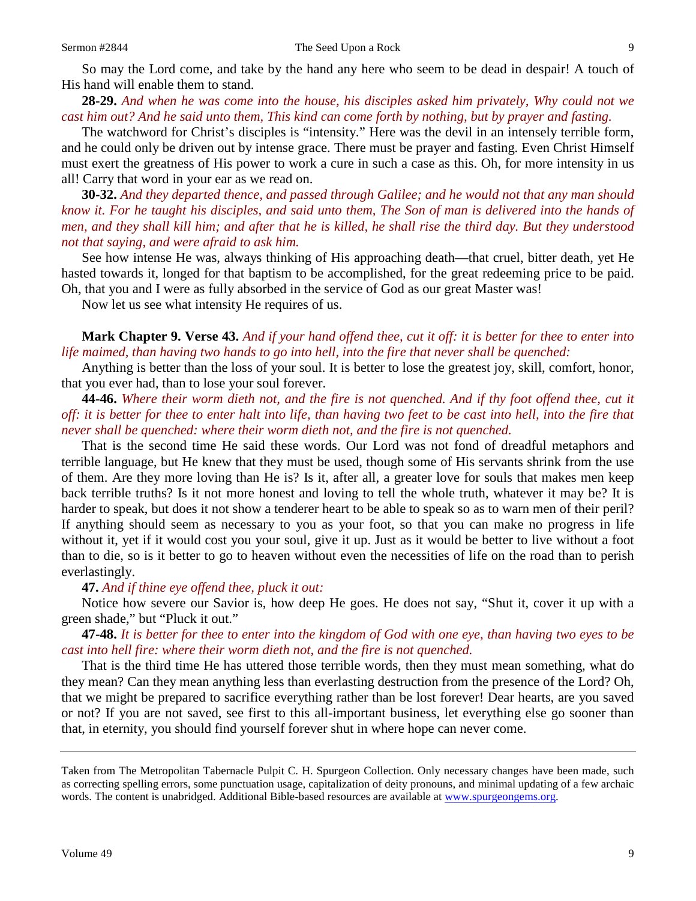So may the Lord come, and take by the hand any here who seem to be dead in despair! A touch of His hand will enable them to stand.

**28-29.** *And when he was come into the house, his disciples asked him privately, Why could not we cast him out? And he said unto them, This kind can come forth by nothing, but by prayer and fasting.*

The watchword for Christ's disciples is "intensity." Here was the devil in an intensely terrible form, and he could only be driven out by intense grace. There must be prayer and fasting. Even Christ Himself must exert the greatness of His power to work a cure in such a case as this. Oh, for more intensity in us all! Carry that word in your ear as we read on.

**30-32.** *And they departed thence, and passed through Galilee; and he would not that any man should know it. For he taught his disciples, and said unto them, The Son of man is delivered into the hands of men, and they shall kill him; and after that he is killed, he shall rise the third day. But they understood not that saying, and were afraid to ask him.*

See how intense He was, always thinking of His approaching death—that cruel, bitter death, yet He hasted towards it, longed for that baptism to be accomplished, for the great redeeming price to be paid. Oh, that you and I were as fully absorbed in the service of God as our great Master was!

Now let us see what intensity He requires of us.

**Mark Chapter 9. Verse 43.** *And if your hand offend thee, cut it off: it is better for thee to enter into life maimed, than having two hands to go into hell, into the fire that never shall be quenched:*

Anything is better than the loss of your soul. It is better to lose the greatest joy, skill, comfort, honor, that you ever had, than to lose your soul forever.

**44-46.** *Where their worm dieth not, and the fire is not quenched. And if thy foot offend thee, cut it off: it is better for thee to enter halt into life, than having two feet to be cast into hell, into the fire that never shall be quenched: where their worm dieth not, and the fire is not quenched.*

That is the second time He said these words. Our Lord was not fond of dreadful metaphors and terrible language, but He knew that they must be used, though some of His servants shrink from the use of them. Are they more loving than He is? Is it, after all, a greater love for souls that makes men keep back terrible truths? Is it not more honest and loving to tell the whole truth, whatever it may be? It is harder to speak, but does it not show a tenderer heart to be able to speak so as to warn men of their peril? If anything should seem as necessary to you as your foot, so that you can make no progress in life without it, yet if it would cost you your soul, give it up. Just as it would be better to live without a foot than to die, so is it better to go to heaven without even the necessities of life on the road than to perish everlastingly.

**47.** *And if thine eye offend thee, pluck it out:*

Notice how severe our Savior is, how deep He goes. He does not say, "Shut it, cover it up with a green shade," but "Pluck it out."

**47-48.** *It is better for thee to enter into the kingdom of God with one eye, than having two eyes to be cast into hell fire: where their worm dieth not, and the fire is not quenched.*

That is the third time He has uttered those terrible words, then they must mean something, what do they mean? Can they mean anything less than everlasting destruction from the presence of the Lord? Oh, that we might be prepared to sacrifice everything rather than be lost forever! Dear hearts, are you saved or not? If you are not saved, see first to this all-important business, let everything else go sooner than that, in eternity, you should find yourself forever shut in where hope can never come.

---

Taken from The Metropolitan Tabernacle Pulpit C. H. Spurgeon Collection. Only necessary changes have been made, such as correcting spelling errors, some punctuation usage, capitalization of deity pronouns, and minimal updating of a few archaic words. The content is unabridged. Additional Bible-based resources are available at www.spurgeongems.org.